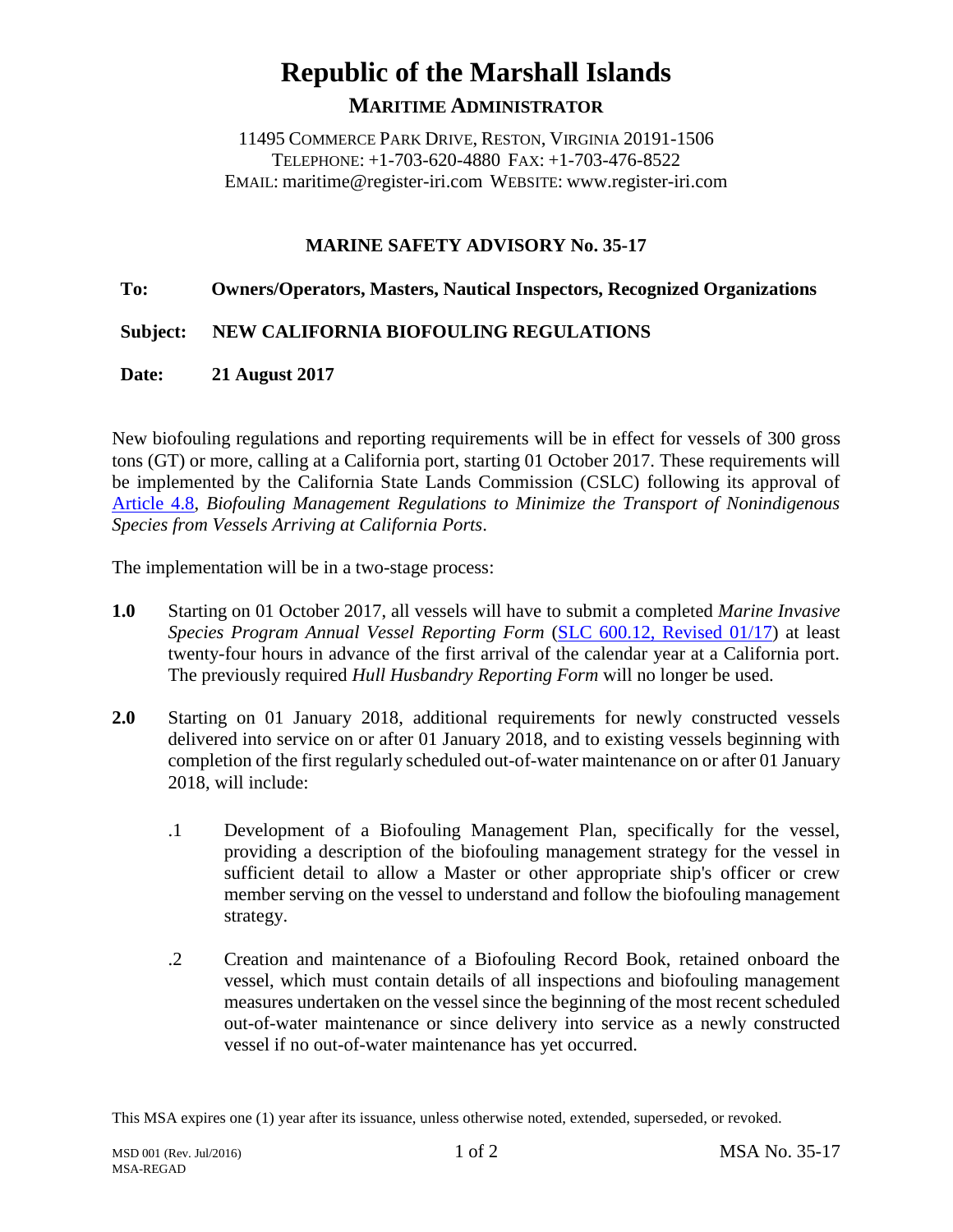# Republic of the Marshall Islands

## MARITIME ADMINISTRATOR

11495 COMMERCE PARK DRIVE, RESTON, VIRGINIA 20191-1506
TELEPHONE: +1-703-620-4880 FAX: +1-703-476-8522
EMAIL: maritime@register-iri.com WEBSITE: www.register-iri.com

### MARINE SAFETY ADVISORY No. 35-17

**To:** **Owners/Operators, Masters, Nautical Inspectors, Recognized Organizations**

**Subject:** **NEW CALIFORNIA BIOFOULING REGULATIONS**

**Date:** **21 August 2017**

New biofouling regulations and reporting requirements will be in effect for vessels of 300 gross tons (GT) or more, calling at a California port, starting 01 October 2017. These requirements will be implemented by the California State Lands Commission (CSLC) following its approval of Article 4.8, *Biofouling Management Regulations to Minimize the Transport of Nonindigenous Species from Vessels Arriving at California Ports*.

The implementation will be in a two-stage process:

**1.0** Starting on 01 October 2017, all vessels will have to submit a completed *Marine Invasive Species Program Annual Vessel Reporting Form* (SLC 600.12, Revised 01/17) at least twenty-four hours in advance of the first arrival of the calendar year at a California port. The previously required *Hull Husbandry Reporting Form* will no longer be used.

**2.0** Starting on 01 January 2018, additional requirements for newly constructed vessels delivered into service on or after 01 January 2018, and to existing vessels beginning with completion of the first regularly scheduled out-of-water maintenance on or after 01 January 2018, will include:

.1 Development of a Biofouling Management Plan, specifically for the vessel, providing a description of the biofouling management strategy for the vessel in sufficient detail to allow a Master or other appropriate ship's officer or crew member serving on the vessel to understand and follow the biofouling management strategy.

.2 Creation and maintenance of a Biofouling Record Book, retained onboard the vessel, which must contain details of all inspections and biofouling management measures undertaken on the vessel since the beginning of the most recent scheduled out-of-water maintenance or since delivery into service as a newly constructed vessel if no out-of-water maintenance has yet occurred.

This MSA expires one (1) year after its issuance, unless otherwise noted, extended, superseded, or revoked.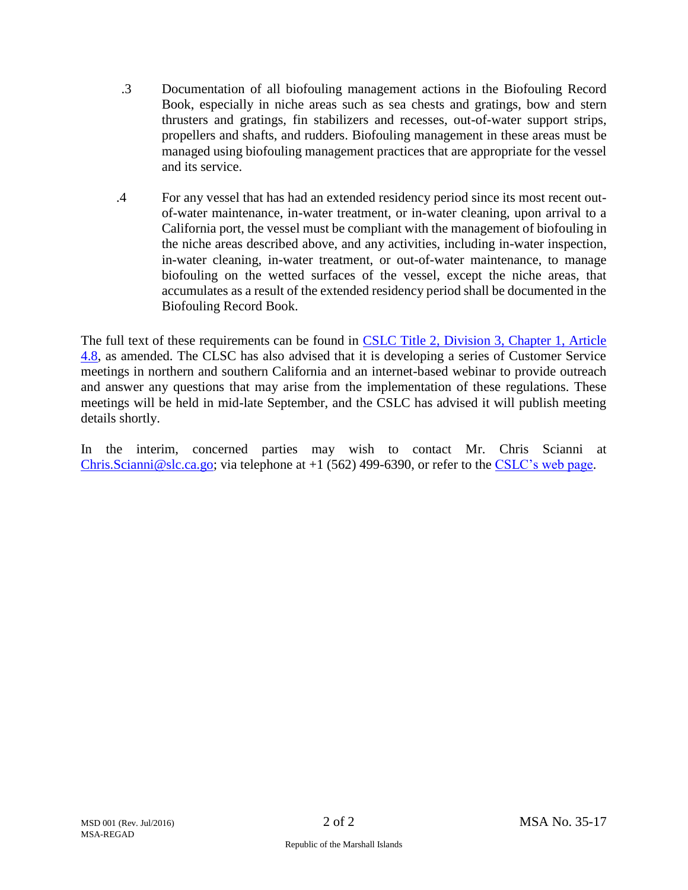.3 Documentation of all biofouling management actions in the Biofouling Record Book, especially in niche areas such as sea chests and gratings, bow and stern thrusters and gratings, fin stabilizers and recesses, out-of-water support strips, propellers and shafts, and rudders. Biofouling management in these areas must be managed using biofouling management practices that are appropriate for the vessel and its service.

.4 For any vessel that has had an extended residency period since its most recent out-of-water maintenance, in-water treatment, or in-water cleaning, upon arrival to a California port, the vessel must be compliant with the management of biofouling in the niche areas described above, and any activities, including in-water inspection, in-water cleaning, in-water treatment, or out-of-water maintenance, to manage biofouling on the wetted surfaces of the vessel, except the niche areas, that accumulates as a result of the extended residency period shall be documented in the Biofouling Record Book.

The full text of these requirements can be found in CSLC Title 2, Division 3, Chapter 1, Article 4.8, as amended. The CLSC has also advised that it is developing a series of Customer Service meetings in northern and southern California and an internet-based webinar to provide outreach and answer any questions that may arise from the implementation of these regulations. These meetings will be held in mid-late September, and the CSLC has advised it will publish meeting details shortly.

In the interim, concerned parties may wish to contact Mr. Chris Scianni at Chris.Scianni@slc.ca.go; via telephone at +1 (562) 499-6390, or refer to the CSLC's web page.